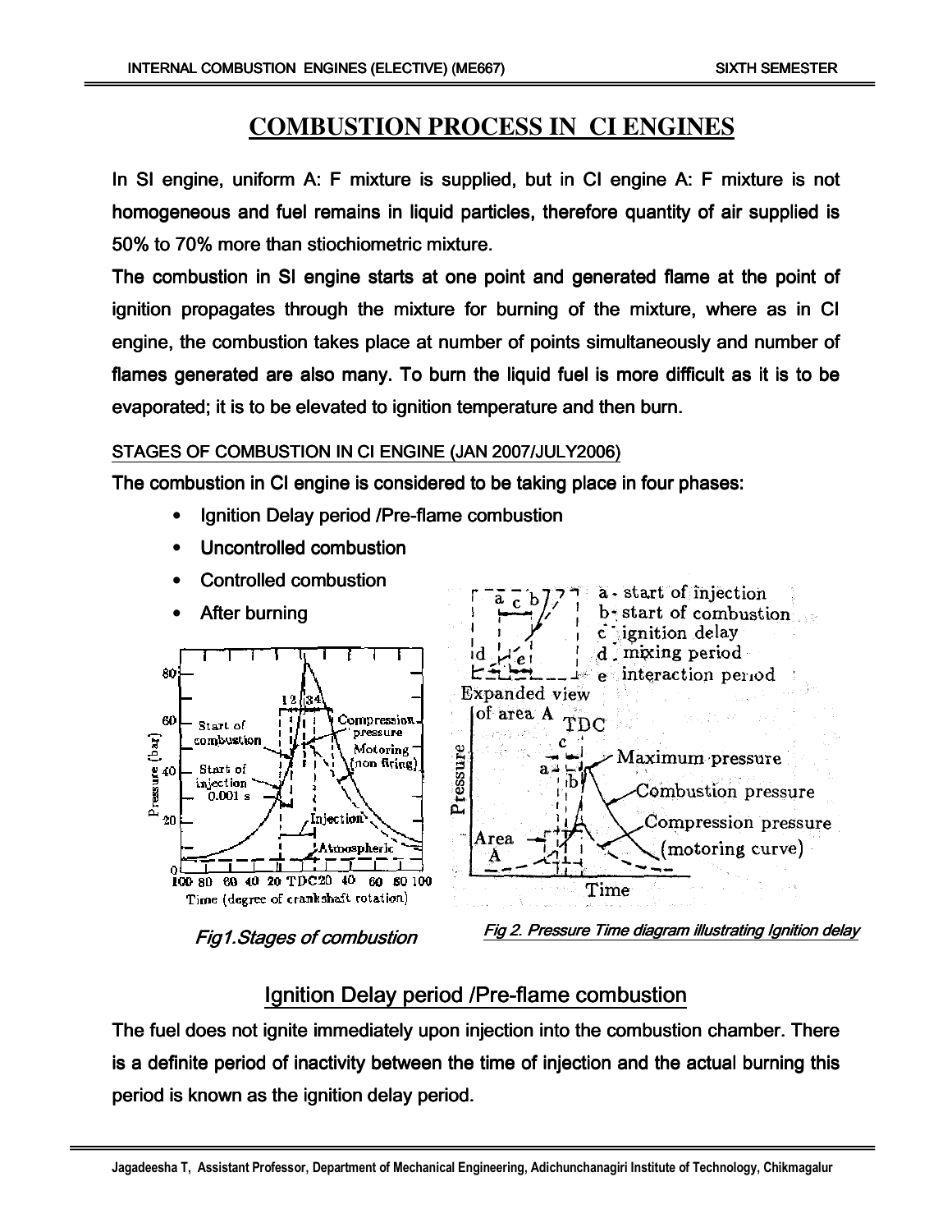# COMBUSTION PROCESS IN CI ENGINES

In SI engine, uniform A: F mixture is supplied, but in CI engine A: F mixture is not homogeneous and fuel remains in liquid particles, therefore quantity of air supplied is 50% to 70% more than stiochiometric mixture.

The combustion in SI engine starts at one point and generated flame at the point of ignition propagates through the mixture for burning of the mixture, where as in CI engine, the combustion takes place at number of points simultaneously and number of flames generated are also many. To burn the liquid fuel is more difficult as it is to be evaporated; it is to be elevated to ignition temperature and then burn.

## STAGES OF COMBUSTION IN CI ENGINE (JAN 2007/JULY2006)

The combustion in CI engine is considered to be taking place in four phases:

- Ignition Delay period /Pre-flame combustion
- Uncontrolled combustion
- Controlled combustion
- After burning

*Fig1.Stages of combustion*

*Fig 2. Pressure Time diagram illustrating Ignition delay*

## Ignition Delay period /Pre-flame combustion

The fuel does not ignite immediately upon injection into the combustion chamber. There is a definite period of inactivity between the time of injection and the actual burning this period is known as the ignition delay period.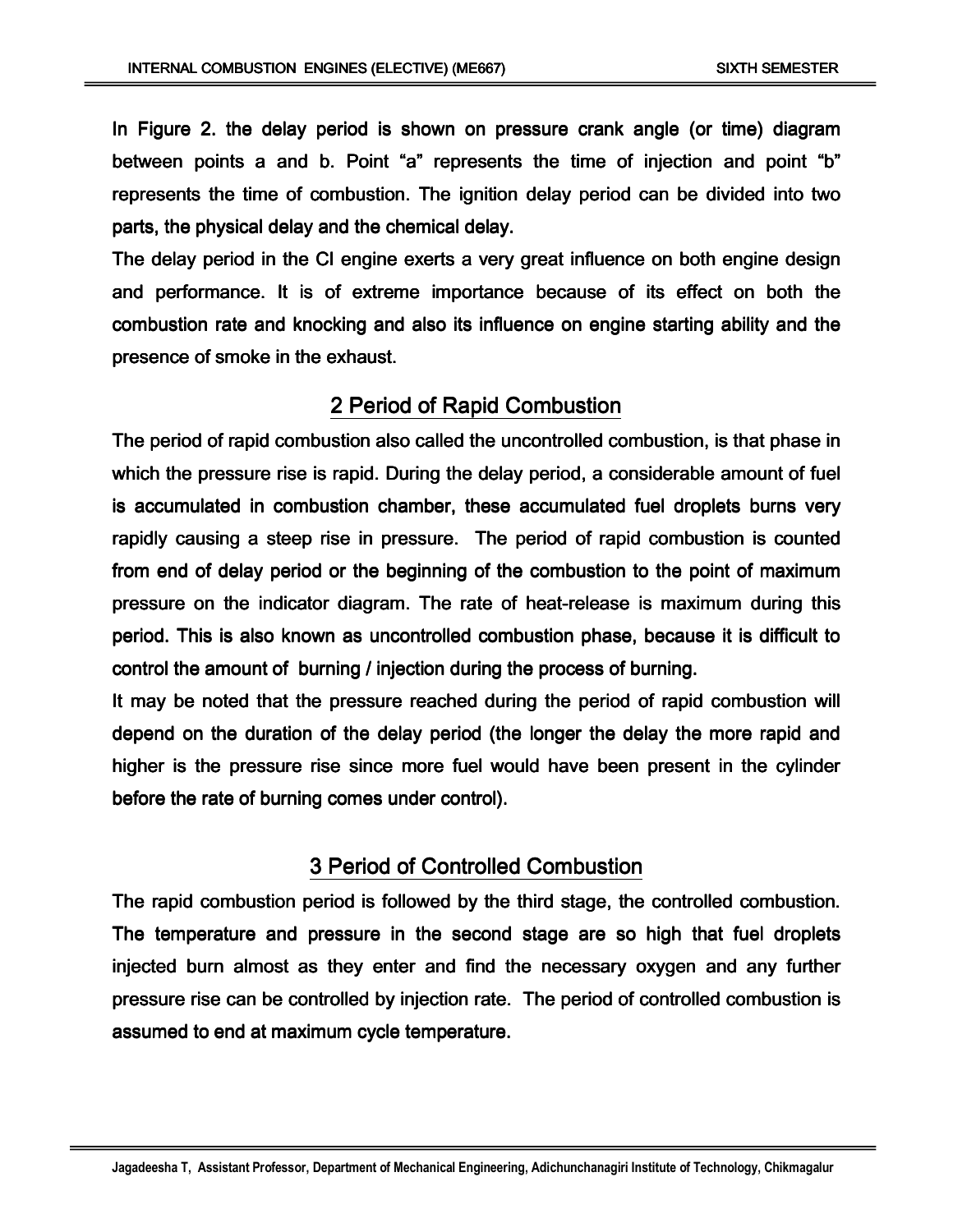In Figure 2. the delay period is shown on pressure crank angle (or time) diagram between points a and b. Point "a" represents the time of injection and point "b" represents the time of combustion. The ignition delay period can be divided into two parts, the physical delay and the chemical delay.

The delay period in the CI engine exerts a very great influence on both engine design and performance. It is of extreme importance because of its effect on both the combustion rate and knocking and also its influence on engine starting ability and the presence of smoke in the exhaust.

## 2 Period of Rapid Combustion

The period of rapid combustion also called the uncontrolled combustion, is that phase in which the pressure rise is rapid. During the delay period, a considerable amount of fuel is accumulated in combustion chamber, these accumulated fuel droplets burns very rapidly causing a steep rise in pressure. The period of rapid combustion is counted from end of delay period or the beginning of the combustion to the point of maximum pressure on the indicator diagram. The rate of heat-release is maximum during this period. This is also known as uncontrolled combustion phase, because it is difficult to control the amount of burning / injection during the process of burning.

It may be noted that the pressure reached during the period of rapid combustion will depend on the duration of the delay period (the longer the delay the more rapid and higher is the pressure rise since more fuel would have been present in the cylinder before the rate of burning comes under control).

## 3 Period of Controlled Combustion

The rapid combustion period is followed by the third stage, the controlled combustion. The temperature and pressure in the second stage are so high that fuel droplets injected burn almost as they enter and find the necessary oxygen and any further pressure rise can be controlled by injection rate. The period of controlled combustion is assumed to end at maximum cycle temperature.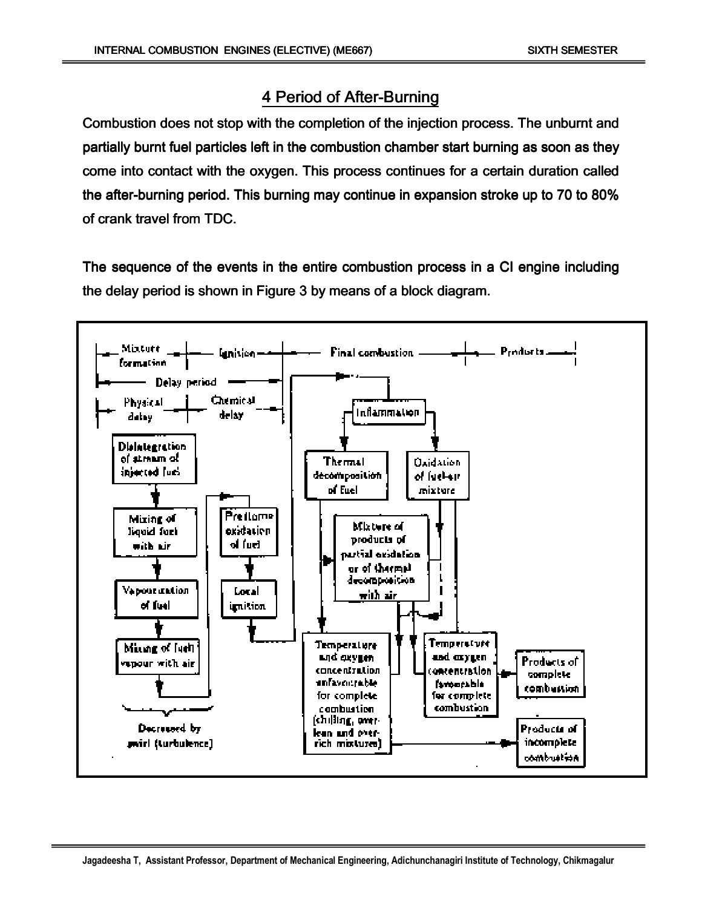## 4 Period of After-Burning

Combustion does not stop with the completion of the injection process. The unburnt and partially burnt fuel particles left in the combustion chamber start burning as soon as they come into contact with the oxygen. This process continues for a certain duration called the after-burning period. This burning may continue in expansion stroke up to 70 to 80% of crank travel from TDC.

The sequence of the events in the entire combustion process in a CI engine including the delay period is shown in Figure 3 by means of a block diagram.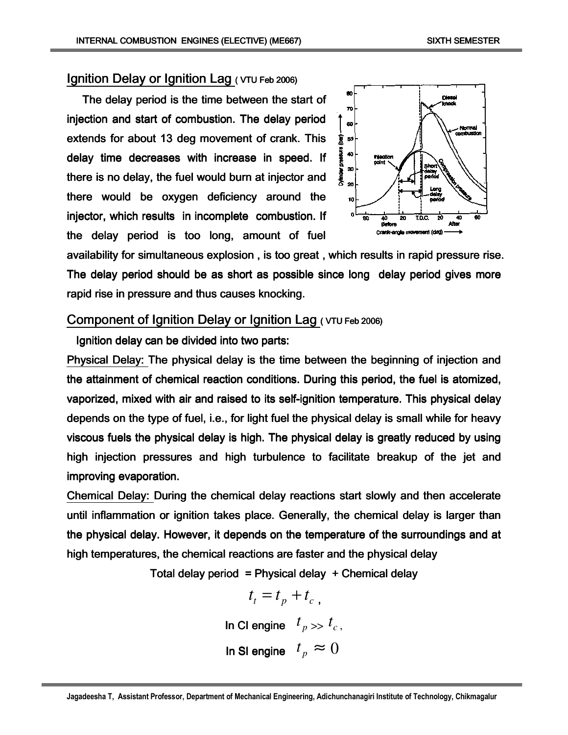## Ignition Delay or Ignition Lag ( VTU Feb 2006)

The delay period is the time between the start of injection and start of combustion. The delay period extends for about 13 deg movement of crank. This delay time decreases with increase in speed. If there is no delay, the fuel would burn at injector and there would be oxygen deficiency around the injector, which results in incomplete combustion. If the delay period is too long, amount of fuel availability for simultaneous explosion , is too great , which results in rapid pressure rise. The delay period should be as short as possible since long delay period gives more rapid rise in pressure and thus causes knocking.

## Component of Ignition Delay or Ignition Lag ( VTU Feb 2006)

Ignition delay can be divided into two parts:

Physical Delay: The physical delay is the time between the beginning of injection and the attainment of chemical reaction conditions. During this period, the fuel is atomized, vaporized, mixed with air and raised to its self-ignition temperature. This physical delay depends on the type of fuel, i.e., for light fuel the physical delay is small while for heavy viscous fuels the physical delay is high. The physical delay is greatly reduced by using high injection pressures and high turbulence to facilitate breakup of the jet and improving evaporation.

Chemical Delay: During the chemical delay reactions start slowly and then accelerate until inflammation or ignition takes place. Generally, the chemical delay is larger than the physical delay. However, it depends on the temperature of the surroundings and at high temperatures, the chemical reactions are faster and the physical delay

Total delay period = Physical delay + Chemical delay

$$t_t = t_p + t_c \, ,$$

In CI engine $t_p >> t_c \, ,$

In SI engine $t_p \approx 0$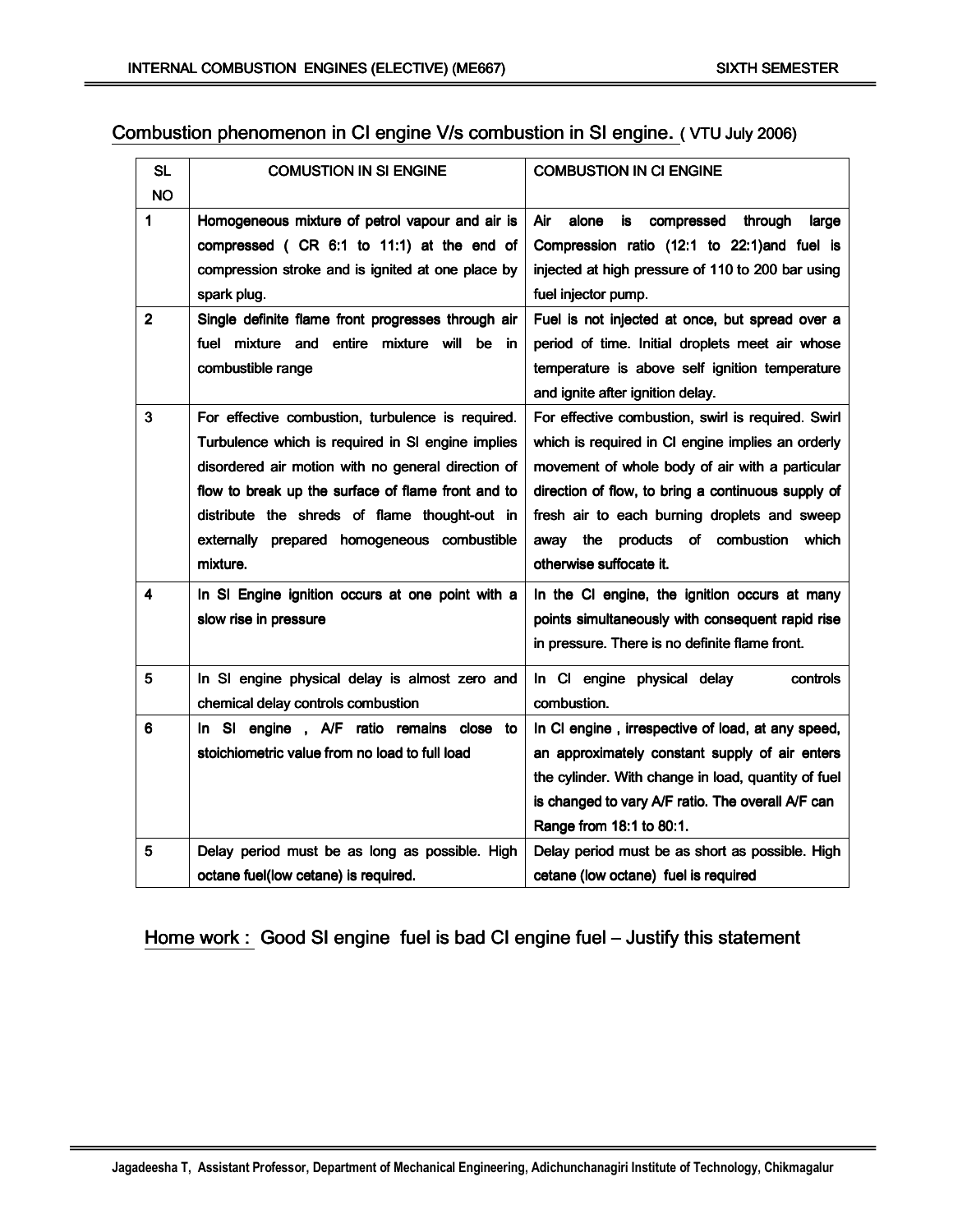## Combustion phenomenon in CI engine V/s combustion in SI engine. ( VTU July 2006)

| SL NO | COMUSTION IN SI ENGINE | COMBUSTION IN CI ENGINE |
|---|---|---|
| 1 | Homogeneous mixture of petrol vapour and air is compressed ( CR 6:1 to 11:1) at the end of compression stroke and is ignited at one place by spark plug. | Air alone is compressed through large Compression ratio (12:1 to 22:1)and fuel is injected at high pressure of 110 to 200 bar using fuel injector pump. |
| 2 | Single definite flame front progresses through air fuel mixture and entire mixture will be in combustible range | Fuel is not injected at once, but spread over a period of time. Initial droplets meet air whose temperature is above self ignition temperature and ignite after ignition delay. |
| 3 | For effective combustion, turbulence is required. Turbulence which is required in SI engine implies disordered air motion with no general direction of flow to break up the surface of flame front and to distribute the shreds of flame thought-out in externally prepared homogeneous combustible mixture. | For effective combustion, swirl is required. Swirl which is required in CI engine implies an orderly movement of whole body of air with a particular direction of flow, to bring a continuous supply of fresh air to each burning droplets and sweep away the products of combustion which otherwise suffocate it. |
| 4 | In SI Engine ignition occurs at one point with a slow rise in pressure | In the CI engine, the ignition occurs at many points simultaneously with consequent rapid rise in pressure. There is no definite flame front. |
| 5 | In SI engine physical delay is almost zero and chemical delay controls combustion | In CI engine physical delay controls combustion. |
| 6 | In SI engine , A/F ratio remains close to stoichiometric value from no load to full load | In CI engine , irrespective of load, at any speed, an approximately constant supply of air enters the cylinder. With change in load, quantity of fuel is changed to vary A/F ratio. The overall A/F can Range from 18:1 to 80:1. |
| 5 | Delay period must be as long as possible. High octane fuel(low cetane) is required. | Delay period must be as short as possible. High cetane (low octane) fuel is required |

Home work : Good SI engine fuel is bad CI engine fuel – Justify this statement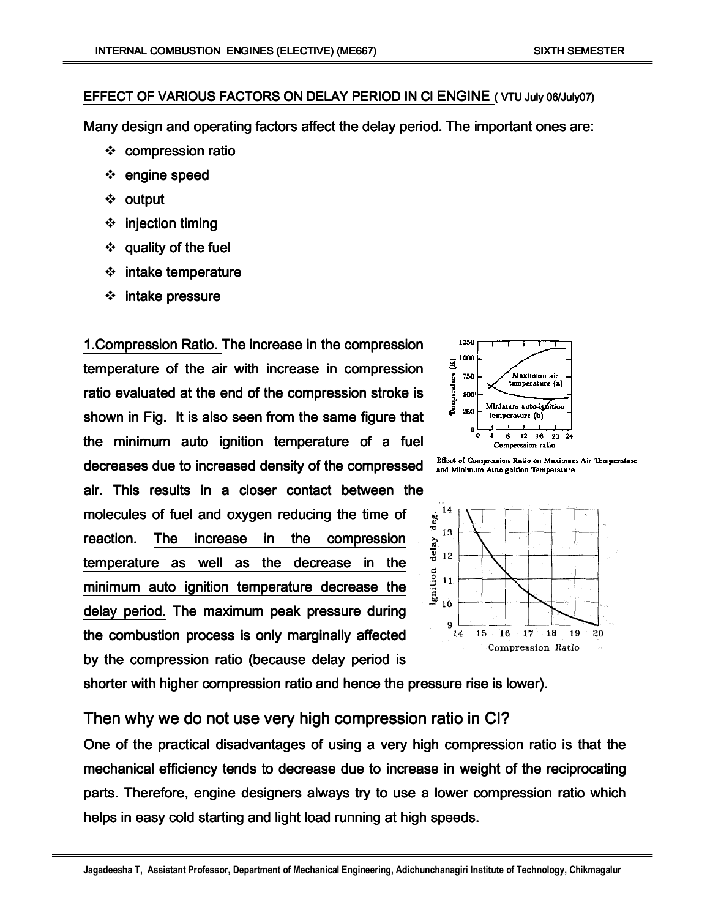## EFFECT OF VARIOUS FACTORS ON DELAY PERIOD IN CI ENGINE ( VTU July 06/July07)

Many design and operating factors affect the delay period. The important ones are:

- compression ratio
- engine speed
- output
- injection timing
- quality of the fuel
- intake temperature
- intake pressure

**1.Compression Ratio.** The increase in the compression temperature of the air with increase in compression ratio evaluated at the end of the compression stroke is shown in Fig. It is also seen from the same figure that the minimum auto ignition temperature of a fuel decreases due to increased density of the compressed air. This results in a closer contact between the molecules of fuel and oxygen reducing the time of reaction. The increase in the compression temperature as well as the decrease in the minimum auto ignition temperature decrease the delay period. The maximum peak pressure during the combustion process is only marginally affected by the compression ratio (because delay period is shorter with higher compression ratio and hence the pressure rise is lower).

Effect of Compression Ratio on Maximum Air Temperature and Minimum Autoignition Temperature

### Then why we do not use very high compression ratio in CI?

One of the practical disadvantages of using a very high compression ratio is that the mechanical efficiency tends to decrease due to increase in weight of the reciprocating parts. Therefore, engine designers always try to use a lower compression ratio which helps in easy cold starting and light load running at high speeds.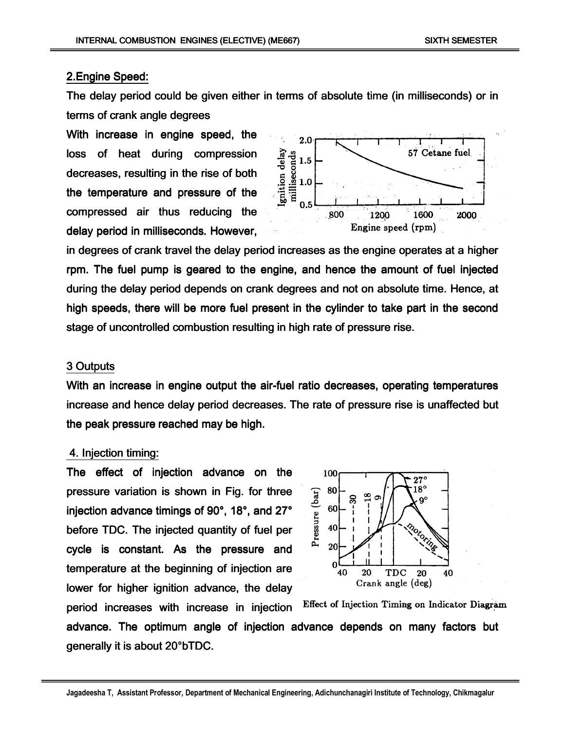## 2.Engine Speed:

The delay period could be given either in terms of absolute time (in milliseconds) or in terms of crank angle degrees

With increase in engine speed, the loss of heat during compression decreases, resulting in the rise of both the temperature and pressure of the compressed air thus reducing the delay period in milliseconds. However, in degrees of crank travel the delay period increases as the engine operates at a higher rpm. The fuel pump is geared to the engine, and hence the amount of fuel injected during the delay period depends on crank degrees and not on absolute time. Hence, at high speeds, there will be more fuel present in the cylinder to take part in the second stage of uncontrolled combustion resulting in high rate of pressure rise.

## 3 Outputs

With an increase in engine output the air-fuel ratio decreases, operating temperatures increase and hence delay period decreases. The rate of pressure rise is unaffected but the peak pressure reached may be high.

## 4. Injection timing:

The effect of injection advance on the pressure variation is shown in Fig. for three injection advance timings of 90°, 18°, and 27° before TDC. The injected quantity of fuel per cycle is constant. As the pressure and temperature at the beginning of injection are lower for higher ignition advance, the delay period increases with increase in injection advance. The optimum angle of injection advance depends on many factors but generally it is about 20°bTDC.

Effect of Injection Timing on Indicator Diagram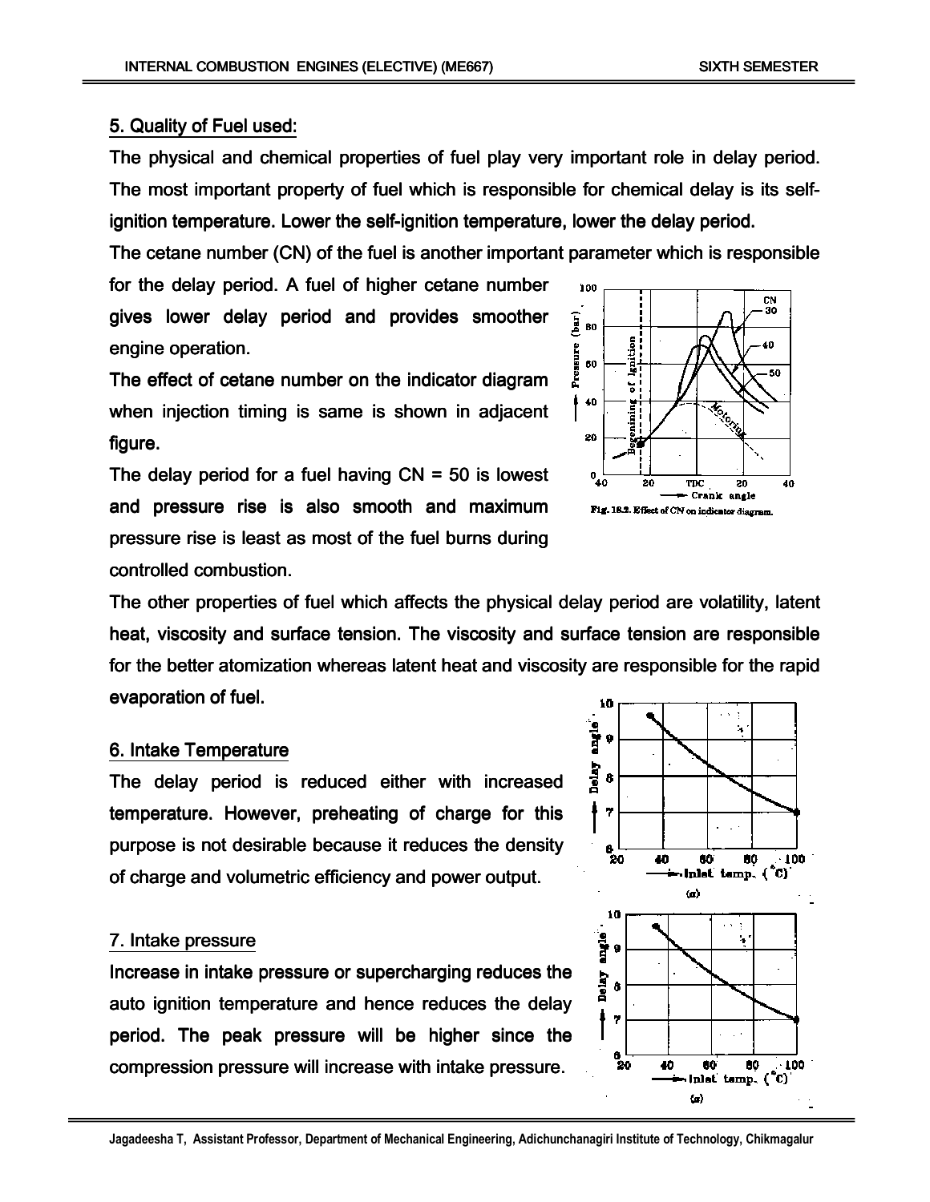### 5. Quality of Fuel used:

The physical and chemical properties of fuel play very important role in delay period. The most important property of fuel which is responsible for chemical delay is its self-ignition temperature. Lower the self-ignition temperature, lower the delay period.

The cetane number (CN) of the fuel is another important parameter which is responsible for the delay period. A fuel of higher cetane number gives lower delay period and provides smoother engine operation.

The effect of cetane number on the indicator diagram when injection timing is same is shown in adjacent figure.

The delay period for a fuel having CN = 50 is lowest and pressure rise is also smooth and maximum pressure rise is least as most of the fuel burns during controlled combustion.

Fig. 18.2. Effect of CN on indicator diagram.

The other properties of fuel which affects the physical delay period are volatility, latent heat, viscosity and surface tension. The viscosity and surface tension are responsible for the better atomization whereas latent heat and viscosity are responsible for the rapid evaporation of fuel.

### 6. Intake Temperature

The delay period is reduced either with increased temperature. However, preheating of charge for this purpose is not desirable because it reduces the density of charge and volumetric efficiency and power output.

### 7. Intake pressure

Increase in intake pressure or supercharging reduces the auto ignition temperature and hence reduces the delay period. The peak pressure will be higher since the compression pressure will increase with intake pressure.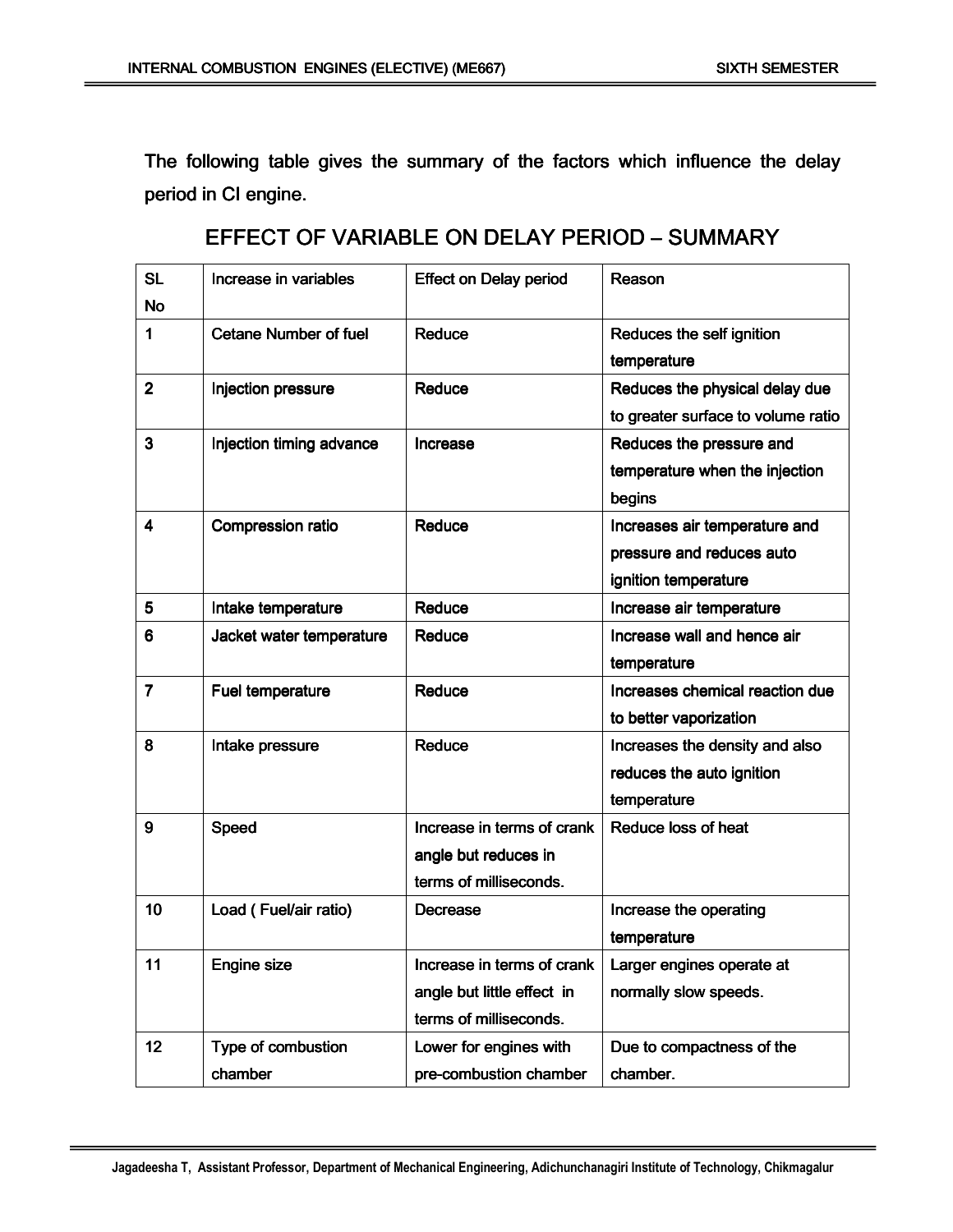The following table gives the summary of the factors which influence the delay period in CI engine.

## EFFECT OF VARIABLE ON DELAY PERIOD – SUMMARY

| SL No | Increase in variables | Effect on Delay period | Reason |
|---|---|---|---|
| 1 | Cetane Number of fuel | Reduce | Reduces the self ignition temperature |
| 2 | Injection pressure | Reduce | Reduces the physical delay due to greater surface to volume ratio |
| 3 | Injection timing advance | Increase | Reduces the pressure and temperature when the injection begins |
| 4 | Compression ratio | Reduce | Increases air temperature and pressure and reduces auto ignition temperature |
| 5 | Intake temperature | Reduce | Increase air temperature |
| 6 | Jacket water temperature | Reduce | Increase wall and hence air temperature |
| 7 | Fuel temperature | Reduce | Increases chemical reaction due to better vaporization |
| 8 | Intake pressure | Reduce | Increases the density and also reduces the auto ignition temperature |
| 9 | Speed | Increase in terms of crank angle but reduces in terms of milliseconds. | Reduce loss of heat |
| 10 | Load ( Fuel/air ratio) | Decrease | Increase the operating temperature |
| 11 | Engine size | Increase in terms of crank angle but little effect in terms of milliseconds. | Larger engines operate at normally slow speeds. |
| 12 | Type of combustion chamber | Lower for engines with pre-combustion chamber | Due to compactness of the chamber. |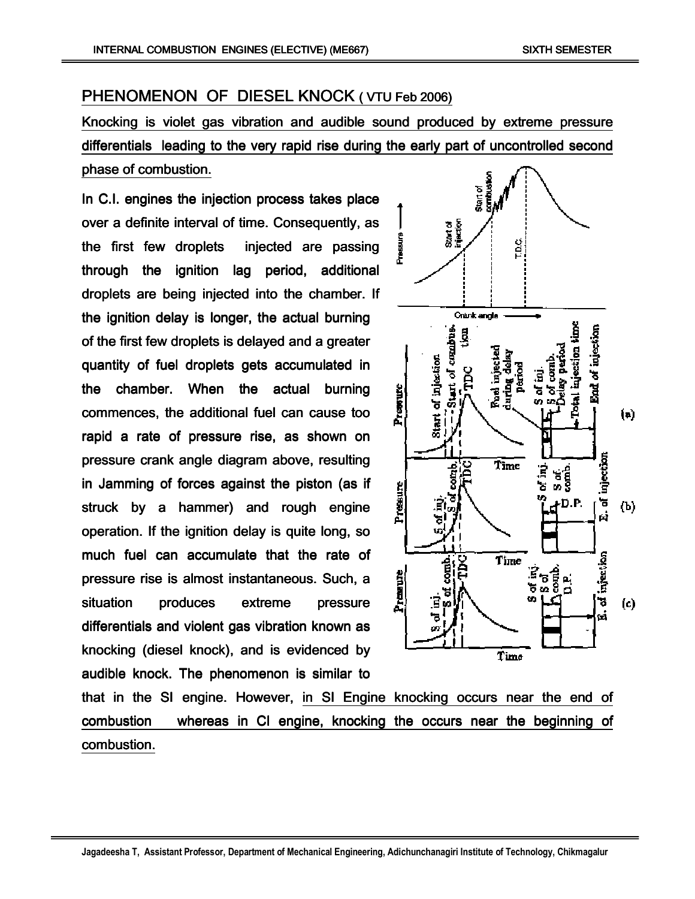## PHENOMENON OF DIESEL KNOCK ( VTU Feb 2006)

Knocking is violet gas vibration and audible sound produced by extreme pressure differentials leading to the very rapid rise during the early part of uncontrolled second phase of combustion.

In C.I. engines the injection process takes place over a definite interval of time. Consequently, as the first few droplets injected are passing through the ignition lag period, additional droplets are being injected into the chamber. If the ignition delay is longer, the actual burning of the first few droplets is delayed and a greater quantity of fuel droplets gets accumulated in the chamber. When the actual burning commences, the additional fuel can cause too rapid a rate of pressure rise, as shown on pressure crank angle diagram above, resulting in Jamming of forces against the piston (as if struck by a hammer) and rough engine operation. If the ignition delay is quite long, so much fuel can accumulate that the rate of pressure rise is almost instantaneous. Such, a situation produces extreme pressure differentials and violent gas vibration known as knocking (diesel knock), and is evidenced by audible knock. The phenomenon is similar to that in the SI engine. However, in SI Engine knocking occurs near the end of combustion whereas in CI engine, knocking the occurs near the beginning of combustion.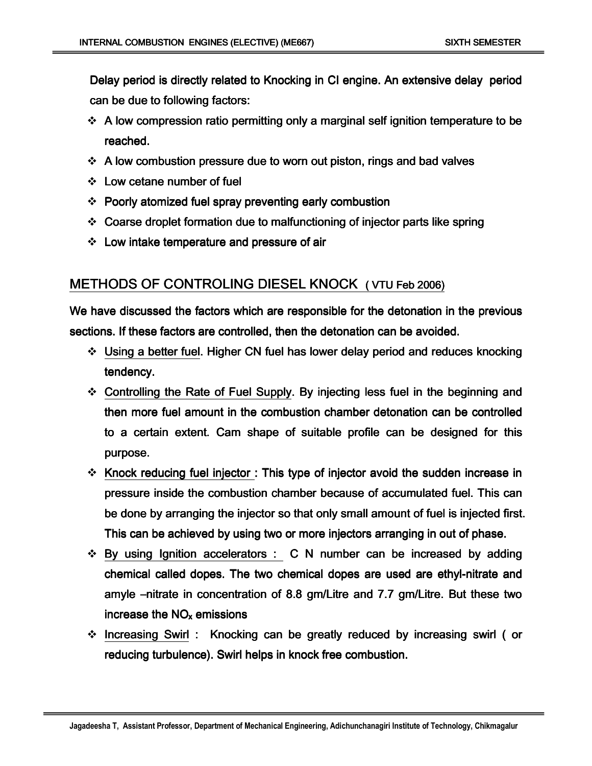Delay period is directly related to Knocking in CI engine. An extensive delay period can be due to following factors:

- A low compression ratio permitting only a marginal self ignition temperature to be reached.
- A low combustion pressure due to worn out piston, rings and bad valves
- Low cetane number of fuel
- Poorly atomized fuel spray preventing early combustion
- Coarse droplet formation due to malfunctioning of injector parts like spring
- Low intake temperature and pressure of air

## METHODS OF CONTROLING DIESEL KNOCK ( VTU Feb 2006)

We have discussed the factors which are responsible for the detonation in the previous sections. If these factors are controlled, then the detonation can be avoided.

- Using a better fuel. Higher CN fuel has lower delay period and reduces knocking tendency.
- Controlling the Rate of Fuel Supply. By injecting less fuel in the beginning and then more fuel amount in the combustion chamber detonation can be controlled to a certain extent. Cam shape of suitable profile can be designed for this purpose.
- Knock reducing fuel injector : This type of injector avoid the sudden increase in pressure inside the combustion chamber because of accumulated fuel. This can be done by arranging the injector so that only small amount of fuel is injected first. This can be achieved by using two or more injectors arranging in out of phase.
- By using Ignition accelerators : C N number can be increased by adding chemical called dopes. The two chemical dopes are used are ethyl-nitrate and amyle –nitrate in concentration of 8.8 gm/Litre and 7.7 gm/Litre. But these two increase the $NO_x$ emissions
- Increasing Swirl : Knocking can be greatly reduced by increasing swirl ( or reducing turbulence). Swirl helps in knock free combustion.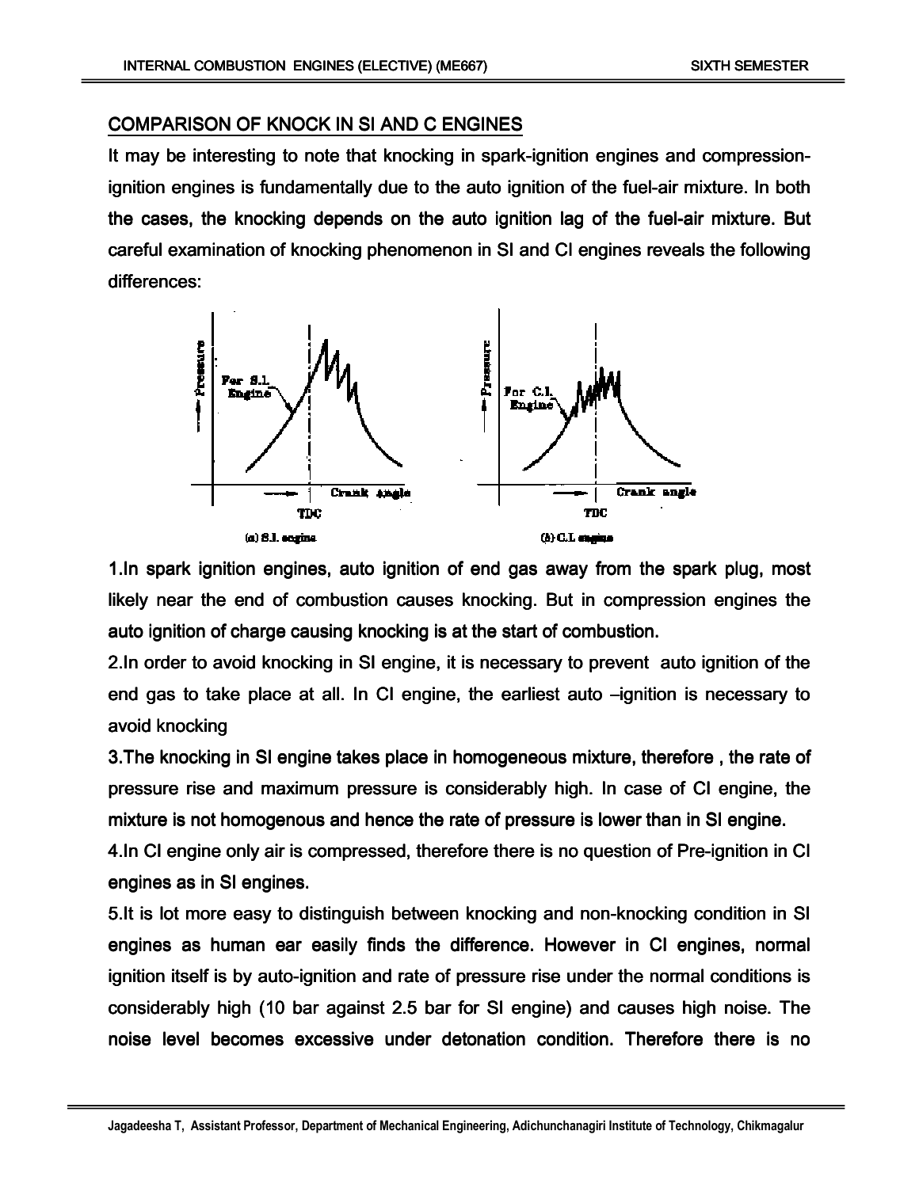## COMPARISON OF KNOCK IN SI AND C ENGINES

It may be interesting to note that knocking in spark-ignition engines and compression-ignition engines is fundamentally due to the auto ignition of the fuel-air mixture. In both the cases, the knocking depends on the auto ignition lag of the fuel-air mixture. But careful examination of knocking phenomenon in SI and CI engines reveals the following differences:

(a) S.I. engine

(b) C.I. engine

1.In spark ignition engines, auto ignition of end gas away from the spark plug, most likely near the end of combustion causes knocking. But in compression engines the auto ignition of charge causing knocking is at the start of combustion.

2.In order to avoid knocking in SI engine, it is necessary to prevent auto ignition of the end gas to take place at all. In CI engine, the earliest auto –ignition is necessary to avoid knocking

3.The knocking in SI engine takes place in homogeneous mixture, therefore , the rate of pressure rise and maximum pressure is considerably high. In case of CI engine, the mixture is not homogenous and hence the rate of pressure is lower than in SI engine.

4.In CI engine only air is compressed, therefore there is no question of Pre-ignition in CI engines as in SI engines.

5.It is lot more easy to distinguish between knocking and non-knocking condition in SI engines as human ear easily finds the difference. However in CI engines, normal ignition itself is by auto-ignition and rate of pressure rise under the normal conditions is considerably high (10 bar against 2.5 bar for SI engine) and causes high noise. The noise level becomes excessive under detonation condition. Therefore there is no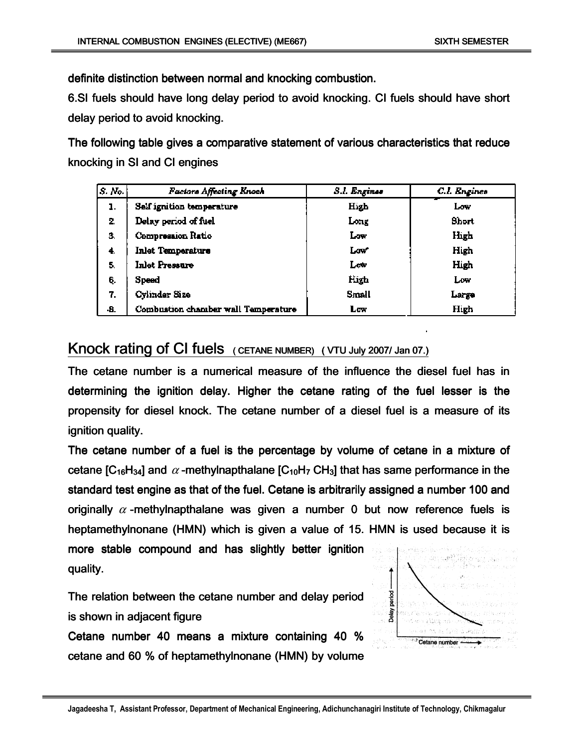definite distinction between normal and knocking combustion.

6.SI fuels should have long delay period to avoid knocking. CI fuels should have short delay period to avoid knocking.

The following table gives a comparative statement of various characteristics that reduce knocking in SI and CI engines

| S. No. | Factors Affecting Knock | S.I. Engines | C.I. Engines |
|---|---|---|---|
| 1. | Self ignition temperature | High | Low |
| 2. | Delay period of fuel | Long | Short |
| 3. | Compression Ratio | Low | High |
| 4. | Inlet Temperature | Low | High |
| 5. | Inlet Pressure | Low | High |
| 6. | Speed | High | Low |
| 7. | Cylinder Size | Small | Large |
| 8. | Combustion chamber wall Temperature | Low | High |

## Knock rating of CI fuels ( CETANE NUMBER) ( VTU July 2007/ Jan 07.)

The cetane number is a numerical measure of the influence the diesel fuel has in determining the ignition delay. Higher the cetane rating of the fuel lesser is the propensity for diesel knock. The cetane number of a diesel fuel is a measure of its ignition quality.

The cetane number of a fuel is the percentage by volume of cetane in a mixture of cetane [$C_{16}H_{34}$] and $\alpha$-methylnapthalane [$C_{10}H_7\ CH_3$] that has same performance in the standard test engine as that of the fuel. Cetane is arbitrarily assigned a number 100 and originally $\alpha$-methylnapthalane was given a number 0 but now reference fuels is heptamethylnonane (HMN) which is given a value of 15. HMN is used because it is more stable compound and has slightly better ignition quality.

The relation between the cetane number and delay period is shown in adjacent figure

Cetane number 40 means a mixture containing 40 % cetane and 60 % of heptamethylnonane (HMN) by volume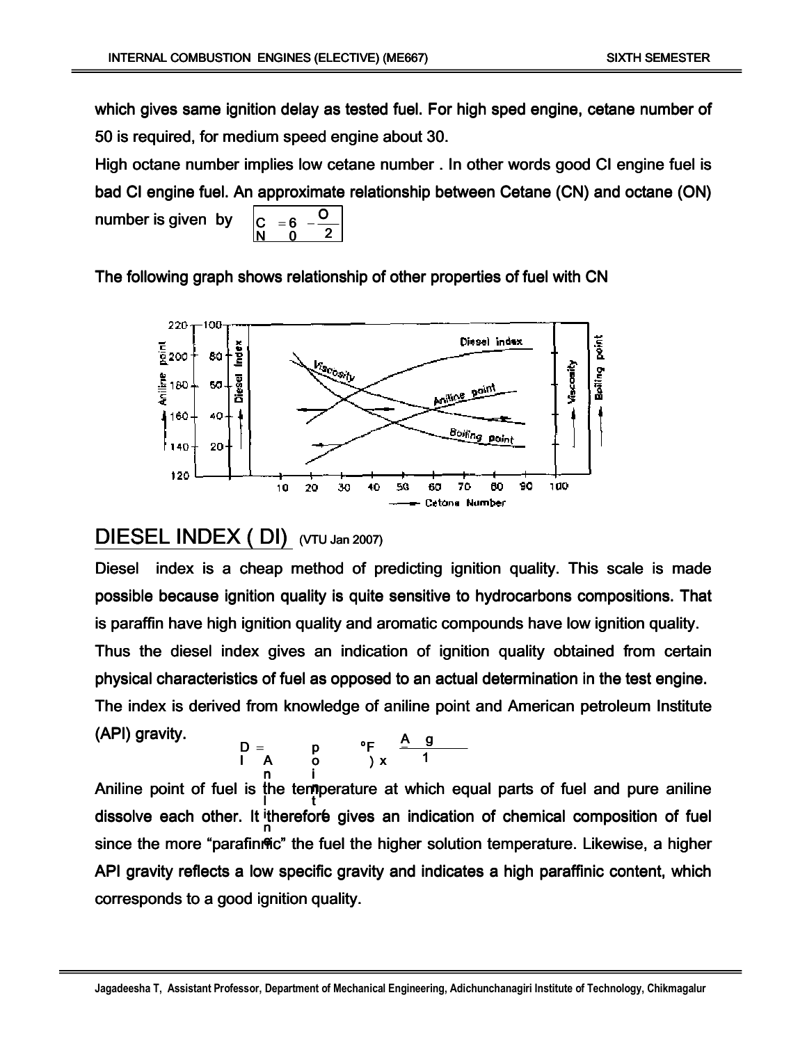which gives same ignition delay as tested fuel. For high sped engine, cetane number of 50 is required, for medium speed engine about 30.

High octane number implies low cetane number . In other words good CI engine fuel is bad CI engine fuel. An approximate relationship between Cetane (CN) and octane (ON) number is given by $CN = 60 - \frac{ON}{2}$

The following graph shows relationship of other properties of fuel with CN

## DIESEL INDEX ( DI) (VTU Jan 2007)

Diesel index is a cheap method of predicting ignition quality. This scale is made possible because ignition quality is quite sensitive to hydrocarbons compositions. That is paraffin have high ignition quality and aromatic compounds have low ignition quality.

Thus the diesel index gives an indication of ignition quality obtained from certain physical characteristics of fuel as opposed to an actual determination in the test engine. The index is derived from knowledge of aniline point and American petroleum Institute (API) gravity.

$$DI = \frac{\text{Aniline point } (^\circ F) \times \text{API gravity}}{100}$$

Aniline point of fuel is the temperature at which equal parts of fuel and pure aniline dissolve each other. It therefore gives an indication of chemical composition of fuel since the more "parafinnic" the fuel the higher solution temperature. Likewise, a higher API gravity reflects a low specific gravity and indicates a high paraffinic content, which corresponds to a good ignition quality.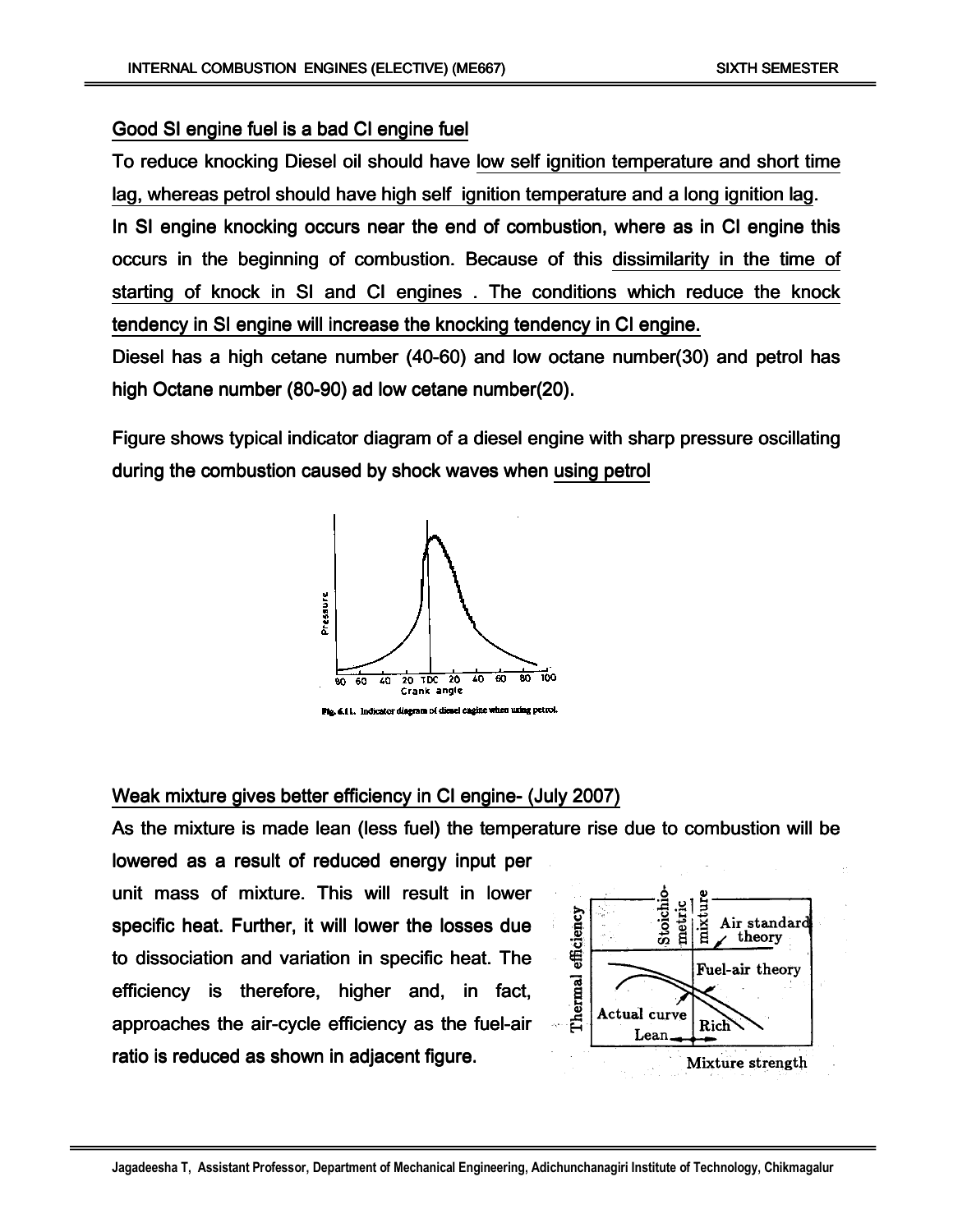## Good SI engine fuel is a bad CI engine fuel

To reduce knocking Diesel oil should have low self ignition temperature and short time lag, whereas petrol should have high self ignition temperature and a long ignition lag.

In SI engine knocking occurs near the end of combustion, where as in CI engine this occurs in the beginning of combustion. Because of this dissimilarity in the time of starting of knock in SI and CI engines . The conditions which reduce the knock tendency in SI engine will increase the knocking tendency in CI engine.

Diesel has a high cetane number (40-60) and low octane number(30) and petrol has high Octane number (80-90) ad low cetane number(20).

Figure shows typical indicator diagram of a diesel engine with sharp pressure oscillating during the combustion caused by shock waves when using petrol

Fig. 6.11. Indicator diagram of diesel engine when using petrol.

## Weak mixture gives better efficiency in CI engine- (July 2007)

As the mixture is made lean (less fuel) the temperature rise due to combustion will be lowered as a result of reduced energy input per unit mass of mixture. This will result in lower specific heat. Further, it will lower the losses due to dissociation and variation in specific heat. The efficiency is therefore, higher and, in fact, approaches the air-cycle efficiency as the fuel-air ratio is reduced as shown in adjacent figure.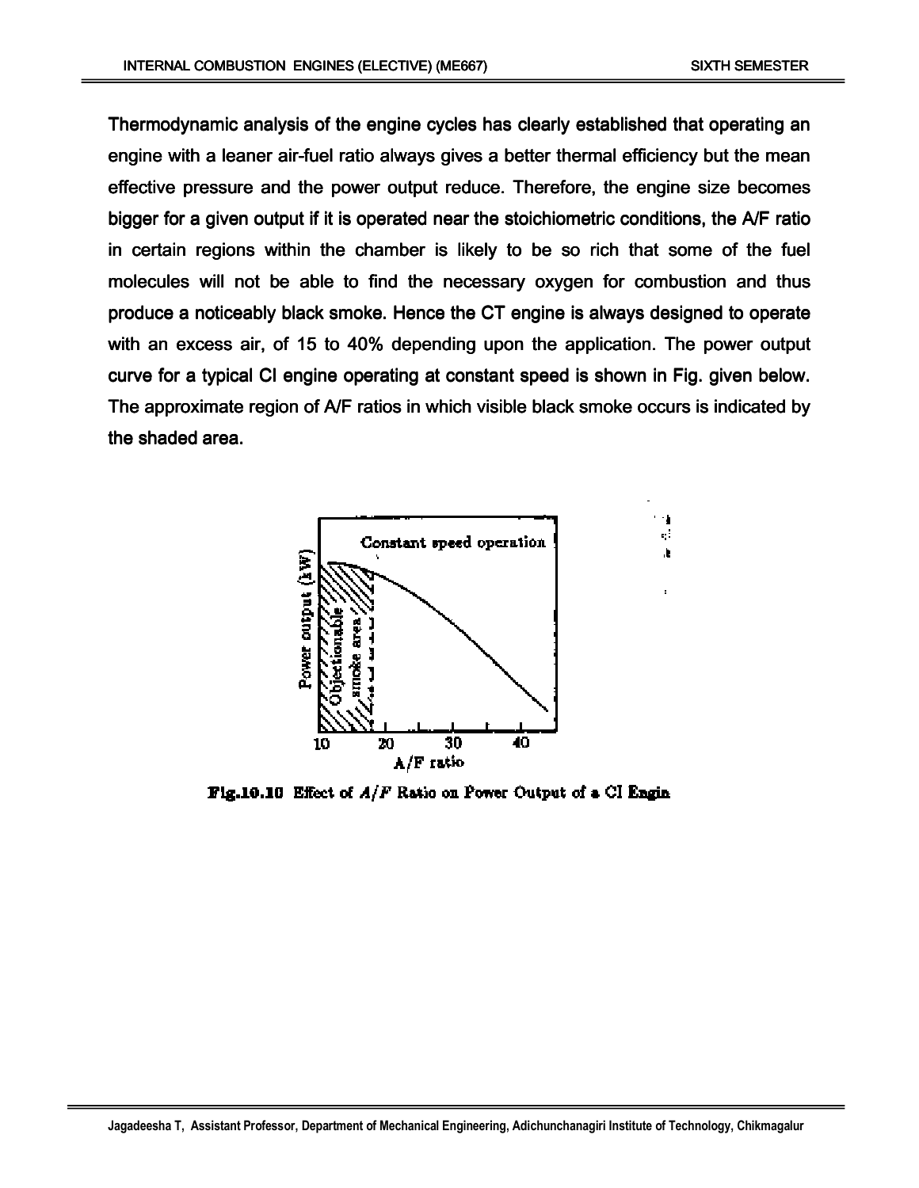Thermodynamic analysis of the engine cycles has clearly established that operating an engine with a leaner air-fuel ratio always gives a better thermal efficiency but the mean effective pressure and the power output reduce. Therefore, the engine size becomes bigger for a given output if it is operated near the stoichiometric conditions, the A/F ratio in certain regions within the chamber is likely to be so rich that some of the fuel molecules will not be able to find the necessary oxygen for combustion and thus produce a noticeably black smoke. Hence the CT engine is always designed to operate with an excess air, of 15 to 40% depending upon the application. The power output curve for a typical CI engine operating at constant speed is shown in Fig. given below. The approximate region of A/F ratios in which visible black smoke occurs is indicated by the shaded area.

Constant speed operation

Power output (kW)

Objectionable smoke area

10
20
30
40

A/F ratio

Fig.10.10 Effect of A/F Ratio on Power Output of a CI Engin